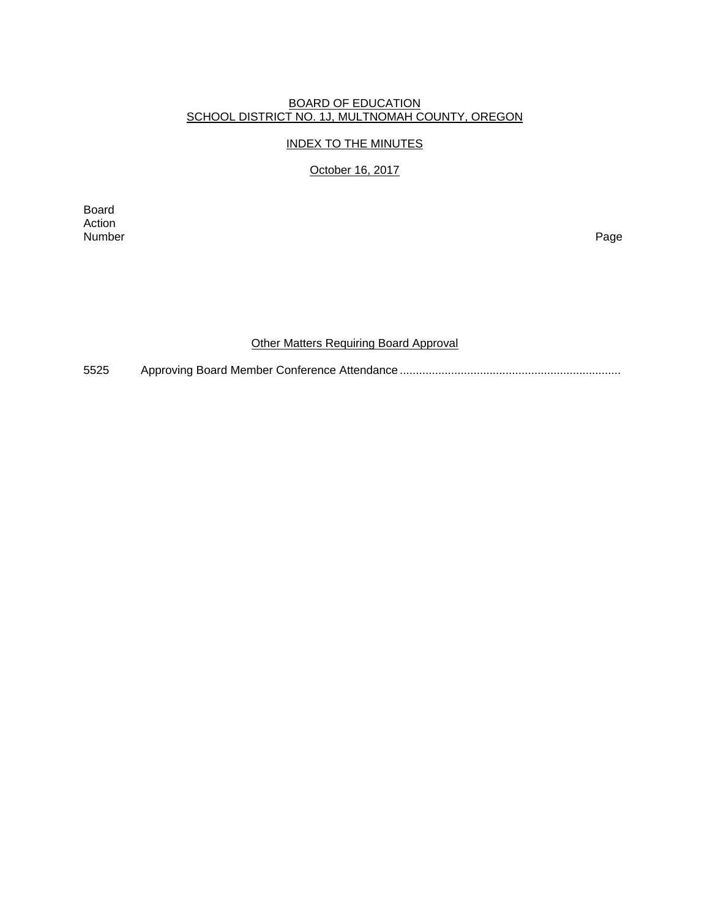BOARD OF EDUCATION
SCHOOL DISTRICT NO. 1J, MULTNOMAH COUNTY, OREGON

INDEX TO THE MINUTES

October 16, 2017

| Board Action Number | | Page |
|---|---|---|

## Other Matters Requiring Board Approval

5525 Approving Board Member Conference Attendance ....................................................................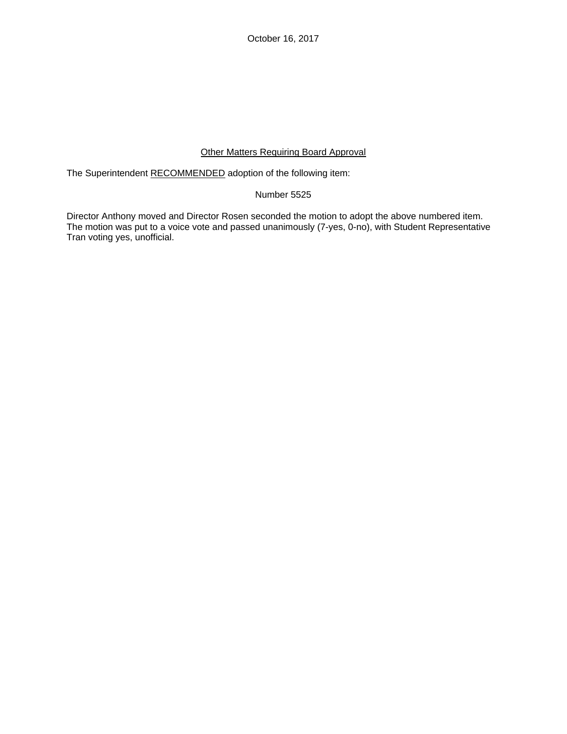October 16, 2017

Other Matters Requiring Board Approval

The Superintendent RECOMMENDED adoption of the following item:

Number 5525

Director Anthony moved and Director Rosen seconded the motion to adopt the above numbered item. The motion was put to a voice vote and passed unanimously (7-yes, 0-no), with Student Representative Tran voting yes, unofficial.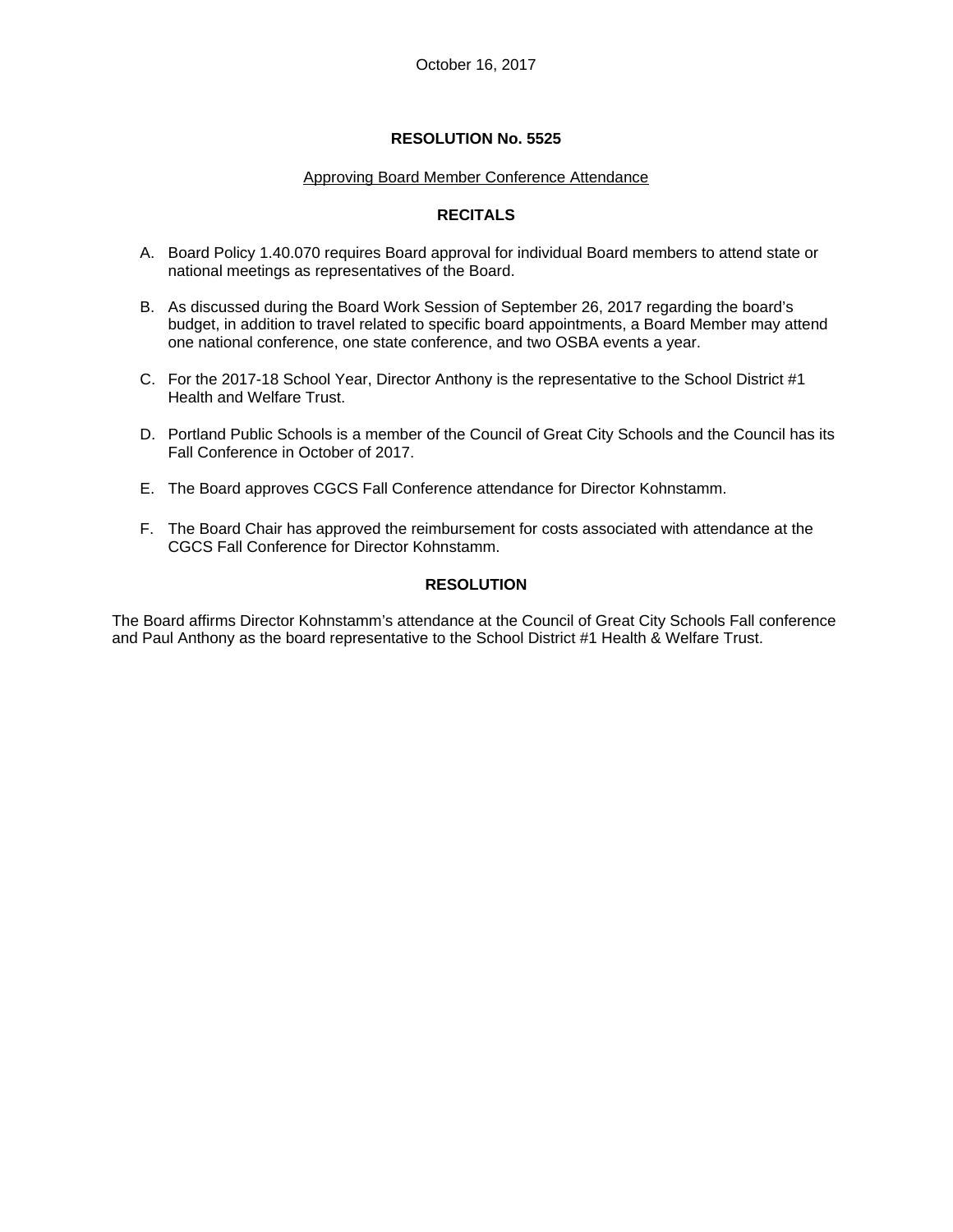October 16, 2017

**RESOLUTION No. 5525**

Approving Board Member Conference Attendance

**RECITALS**

A. Board Policy 1.40.070 requires Board approval for individual Board members to attend state or national meetings as representatives of the Board.

B. As discussed during the Board Work Session of September 26, 2017 regarding the board's budget, in addition to travel related to specific board appointments, a Board Member may attend one national conference, one state conference, and two OSBA events a year.

C. For the 2017-18 School Year, Director Anthony is the representative to the School District #1 Health and Welfare Trust.

D. Portland Public Schools is a member of the Council of Great City Schools and the Council has its Fall Conference in October of 2017.

E. The Board approves CGCS Fall Conference attendance for Director Kohnstamm.

F. The Board Chair has approved the reimbursement for costs associated with attendance at the CGCS Fall Conference for Director Kohnstamm.

**RESOLUTION**

The Board affirms Director Kohnstamm's attendance at the Council of Great City Schools Fall conference and Paul Anthony as the board representative to the School District #1 Health & Welfare Trust.